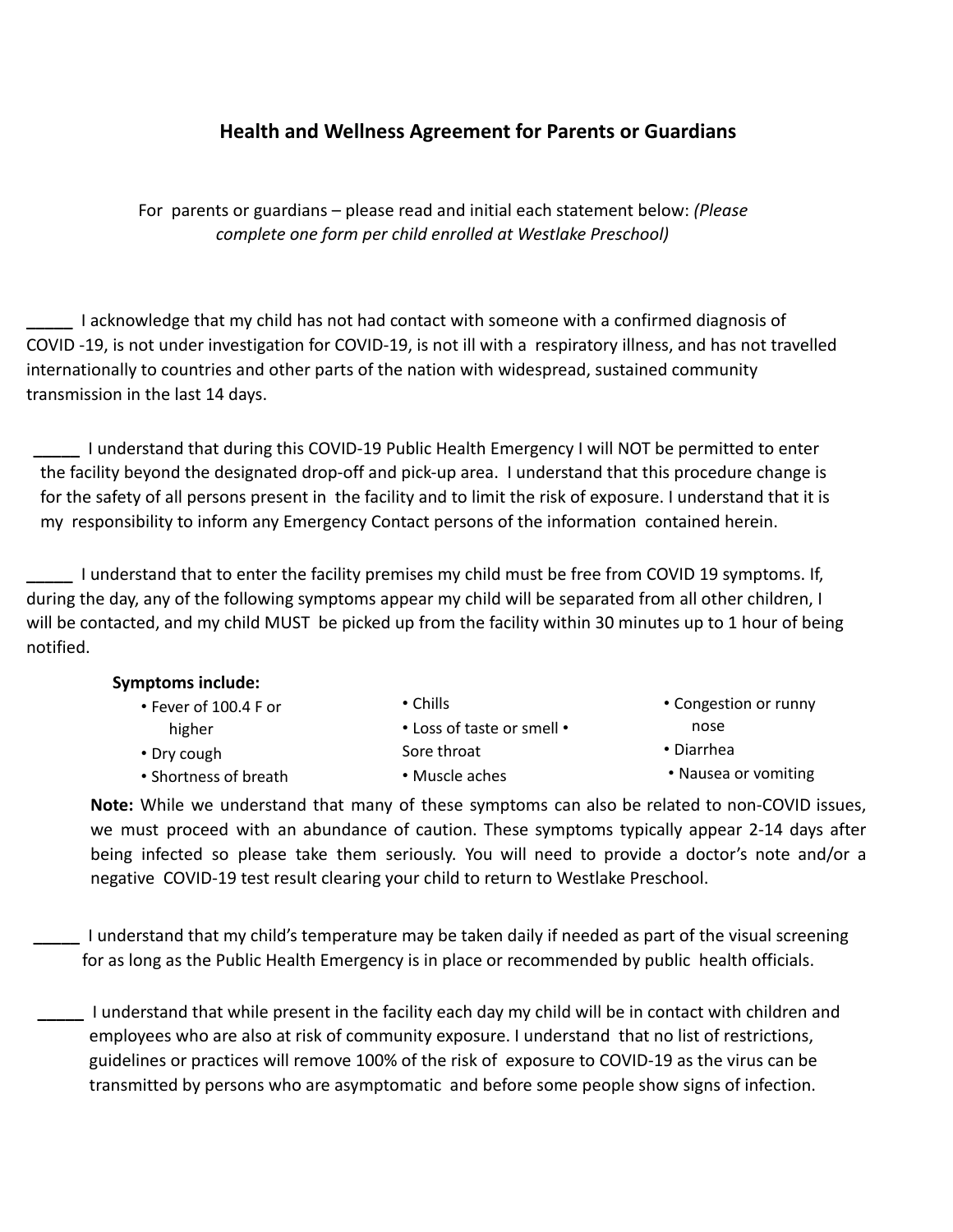# Health and Wellness Agreement for Parents or Guardians

For parents or guardians – please read and initial each statement below: *(Please complete one form per child enrolled at Westlake Preschool)*

_____ I acknowledge that my child has not had contact with someone with a confirmed diagnosis of COVID -19, is not under investigation for COVID-19, is not ill with a respiratory illness, and has not travelled internationally to countries and other parts of the nation with widespread, sustained community transmission in the last 14 days.

_____ I understand that during this COVID-19 Public Health Emergency I will NOT be permitted to enter the facility beyond the designated drop-off and pick-up area. I understand that this procedure change is for the safety of all persons present in the facility and to limit the risk of exposure. I understand that it is my responsibility to inform any Emergency Contact persons of the information contained herein.

_____ I understand that to enter the facility premises my child must be free from COVID 19 symptoms. If, during the day, any of the following symptoms appear my child will be separated from all other children, I will be contacted, and my child MUST be picked up from the facility within 30 minutes up to 1 hour of being notified.

**Symptoms include:**

- Fever of 100.4 F or higher
- Dry cough
- Shortness of breath
- Chills
- Loss of taste or smell
- Sore throat
- Muscle aches
- Congestion or runny nose
- Diarrhea
- Nausea or vomiting

**Note:** While we understand that many of these symptoms can also be related to non-COVID issues, we must proceed with an abundance of caution. These symptoms typically appear 2-14 days after being infected so please take them seriously. You will need to provide a doctor's note and/or a negative COVID-19 test result clearing your child to return to Westlake Preschool.

_____ I understand that my child's temperature may be taken daily if needed as part of the visual screening for as long as the Public Health Emergency is in place or recommended by public health officials.

_____ I understand that while present in the facility each day my child will be in contact with children and employees who are also at risk of community exposure. I understand that no list of restrictions, guidelines or practices will remove 100% of the risk of exposure to COVID-19 as the virus can be transmitted by persons who are asymptomatic and before some people show signs of infection.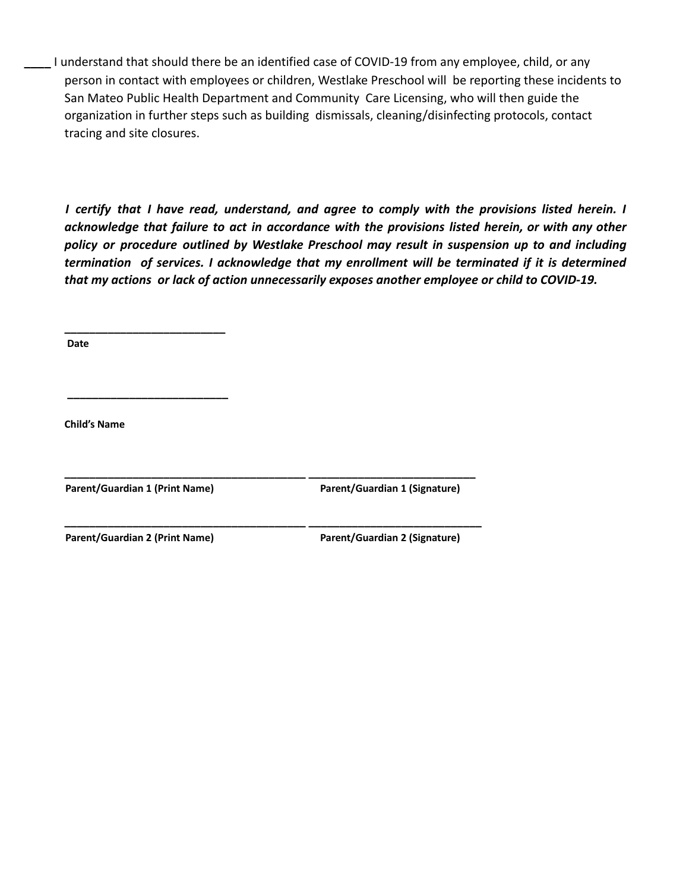____ I understand that should there be an identified case of COVID-19 from any employee, child, or any person in contact with employees or children, Westlake Preschool will be reporting these incidents to San Mateo Public Health Department and Community Care Licensing, who will then guide the organization in further steps such as building dismissals, cleaning/disinfecting protocols, contact tracing and site closures.

***I certify that I have read, understand, and agree to comply with the provisions listed herein. I acknowledge that failure to act in accordance with the provisions listed herein, or with any other policy or procedure outlined by Westlake Preschool may result in suspension up to and including termination of services. I acknowledge that my enrollment will be terminated if it is determined that my actions or lack of action unnecessarily exposes another employee or child to COVID-19.***

____________________________

**Date**

____________________________

**Child's Name**

__________________________________________ ____________________________

**Parent/Guardian 1 (Print Name)** **Parent/Guardian 1 (Signature)**

__________________________________________ ______________________________

**Parent/Guardian 2 (Print Name)** **Parent/Guardian 2 (Signature)**